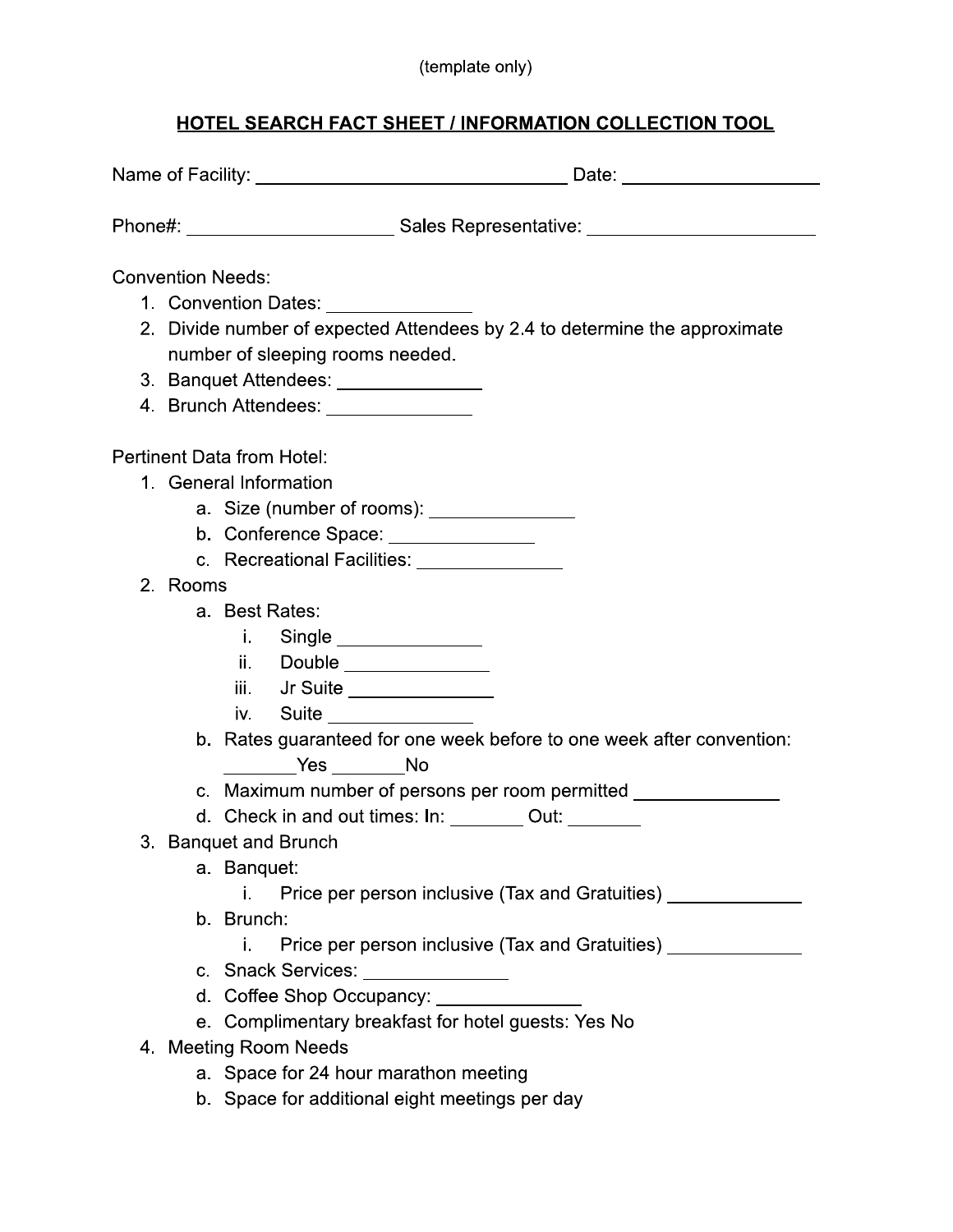(template only)

## **HOTEL SEARCH FACT SHEET / INFORMATION COLLECTION TOOL**

Name of Facility: ______________________________ Date: ________________

Phone#: ____________________ Sales Representative: ______________________

Convention Needs:

1. Convention Dates: ____________
2. Divide number of expected Attendees by 2.4 to determine the approximate number of sleeping rooms needed.
3. Banquet Attendees: ____________
4. Brunch Attendees: ____________

Pertinent Data from Hotel:

1. General Information
   a. Size (number of rooms): ____________
   b. Conference Space: ____________
   c. Recreational Facilities: ____________
2. Rooms
   a. Best Rates:
      i. Single ____________
      ii. Double ____________
      iii. Jr Suite ____________
      iv. Suite ____________
   b. Rates guaranteed for one week before to one week after convention: _______Yes _______No
   c. Maximum number of persons per room permitted ____________
   d. Check in and out times: In: _______ Out: _______
3. Banquet and Brunch
   a. Banquet:
      i. Price per person inclusive (Tax and Gratuities) ____________
   b. Brunch:
      i. Price per person inclusive (Tax and Gratuities) ____________
   c. Snack Services: ____________
   d. Coffee Shop Occupancy: ____________
   e. Complimentary breakfast for hotel guests: Yes No
4. Meeting Room Needs
   a. Space for 24 hour marathon meeting
   b. Space for additional eight meetings per day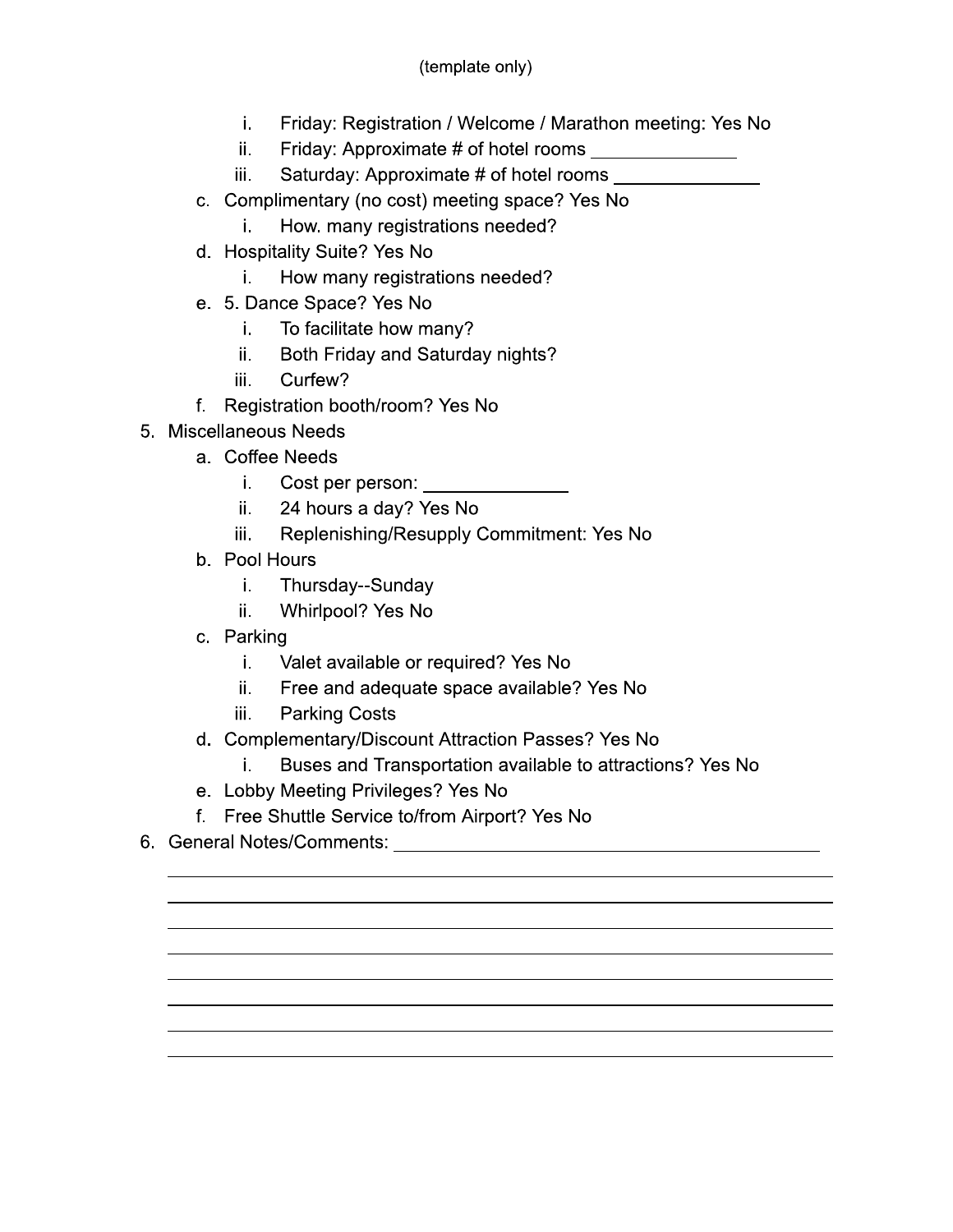(template only)

   - i. Friday: Registration / Welcome / Marathon meeting: Yes No
   - ii. Friday: Approximate # of hotel rooms _______________
   - iii. Saturday: Approximate # of hotel rooms _______________
- c. Complimentary (no cost) meeting space? Yes No
   - i. How. many registrations needed?
- d. Hospitality Suite? Yes No
   - i. How many registrations needed?
- e. 5. Dance Space? Yes No
   - i. To facilitate how many?
   - ii. Both Friday and Saturday nights?
   - iii. Curfew?
- f. Registration booth/room? Yes No

5. Miscellaneous Needs
   - a. Coffee Needs
      - i. Cost per person: _______________
      - ii. 24 hours a day? Yes No
      - iii. Replenishing/Resupply Commitment: Yes No
   - b. Pool Hours
      - i. Thursday--Sunday
      - ii. Whirlpool? Yes No
   - c. Parking
      - i. Valet available or required? Yes No
      - ii. Free and adequate space available? Yes No
      - iii. Parking Costs
   - d. Complementary/Discount Attraction Passes? Yes No
      - i. Buses and Transportation available to attractions? Yes No
   - e. Lobby Meeting Privileges? Yes No
   - f. Free Shuttle Service to/from Airport? Yes No
6. General Notes/Comments: ______________________________________________

______________________________________________________________________

______________________________________________________________________

______________________________________________________________________

______________________________________________________________________

______________________________________________________________________

______________________________________________________________________

______________________________________________________________________

______________________________________________________________________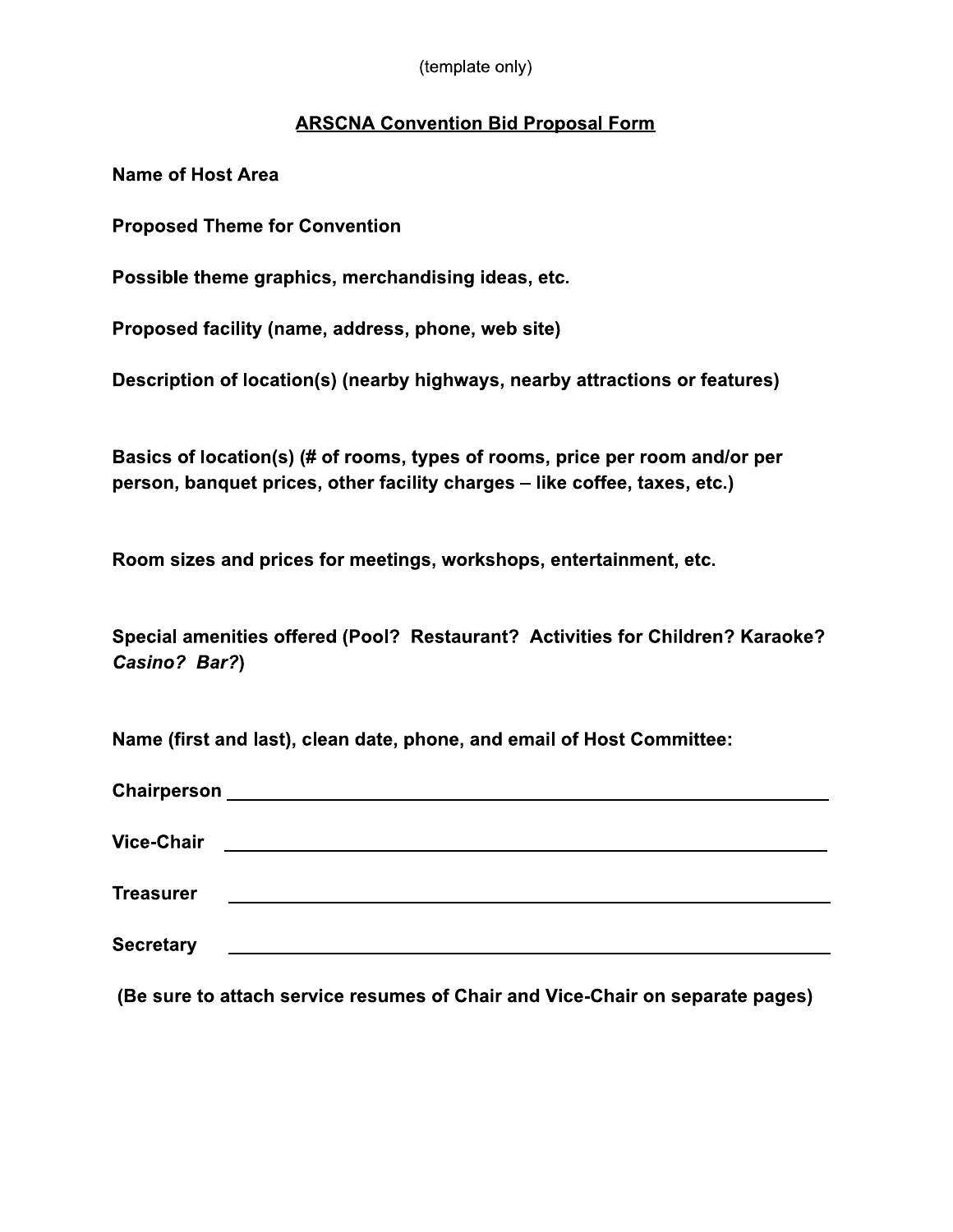(template only)

## ARSCNA Convention Bid Proposal Form

**Name of Host Area**

**Proposed Theme for Convention**

**Possible theme graphics, merchandising ideas, etc.**

**Proposed facility (name, address, phone, web site)**

**Description of location(s) (nearby highways, nearby attractions or features)**

**Basics of location(s) (# of rooms, types of rooms, price per room and/or per person, banquet prices, other facility charges – like coffee, taxes, etc.)**

**Room sizes and prices for meetings, workshops, entertainment, etc.**

**Special amenities offered (Pool? Restaurant? Activities for Children? Karaoke? *Casino? Bar?*)**

**Name (first and last), clean date, phone, and email of Host Committee:**

**Chairperson** ________________________________________________

**Vice-Chair** ________________________________________________

**Treasurer** ________________________________________________

**Secretary** ________________________________________________

**(Be sure to attach service resumes of Chair and Vice-Chair on separate pages)**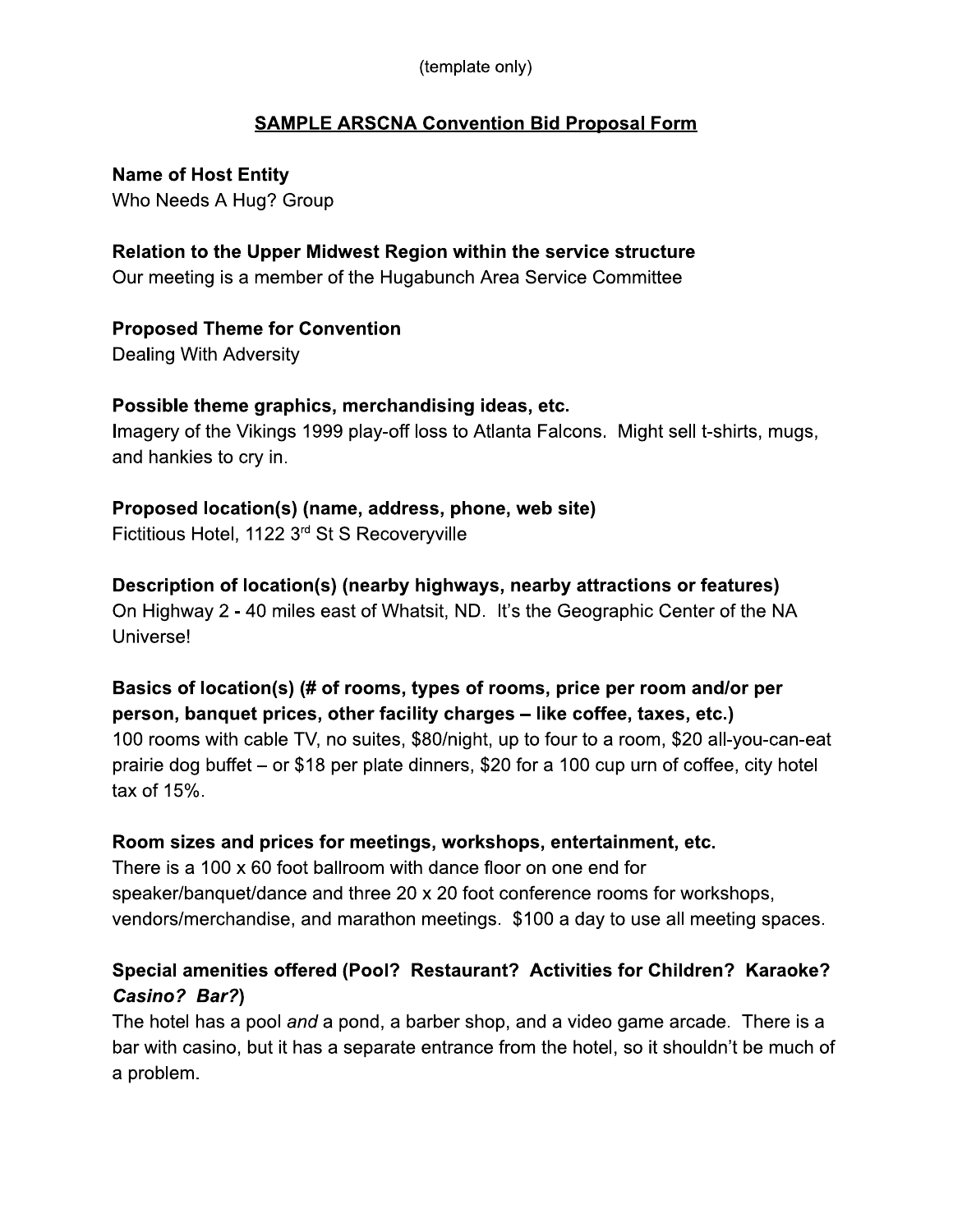(template only)

## SAMPLE ARSCNA Convention Bid Proposal Form

**Name of Host Entity**
Who Needs A Hug? Group

**Relation to the Upper Midwest Region within the service structure**
Our meeting is a member of the Hugabunch Area Service Committee

**Proposed Theme for Convention**
Dealing With Adversity

**Possible theme graphics, merchandising ideas, etc.**
Imagery of the Vikings 1999 play-off loss to Atlanta Falcons. Might sell t-shirts, mugs, and hankies to cry in.

**Proposed location(s) (name, address, phone, web site)**
Fictitious Hotel, 1122 3rd St S Recoveryville

**Description of location(s) (nearby highways, nearby attractions or features)**
On Highway 2 - 40 miles east of Whatsit, ND. It's the Geographic Center of the NA Universe!

**Basics of location(s) (# of rooms, types of rooms, price per room and/or per person, banquet prices, other facility charges – like coffee, taxes, etc.)**
100 rooms with cable TV, no suites, $80/night, up to four to a room, $20 all-you-can-eat prairie dog buffet – or $18 per plate dinners, $20 for a 100 cup urn of coffee, city hotel tax of 15%.

**Room sizes and prices for meetings, workshops, entertainment, etc.**
There is a 100 x 60 foot ballroom with dance floor on one end for speaker/banquet/dance and three 20 x 20 foot conference rooms for workshops, vendors/merchandise, and marathon meetings. $100 a day to use all meeting spaces.

**Special amenities offered (Pool? Restaurant? Activities for Children? Karaoke? *Casino? Bar?*)**
The hotel has a pool *and* a pond, a barber shop, and a video game arcade. There is a bar with casino, but it has a separate entrance from the hotel, so it shouldn't be much of a problem.